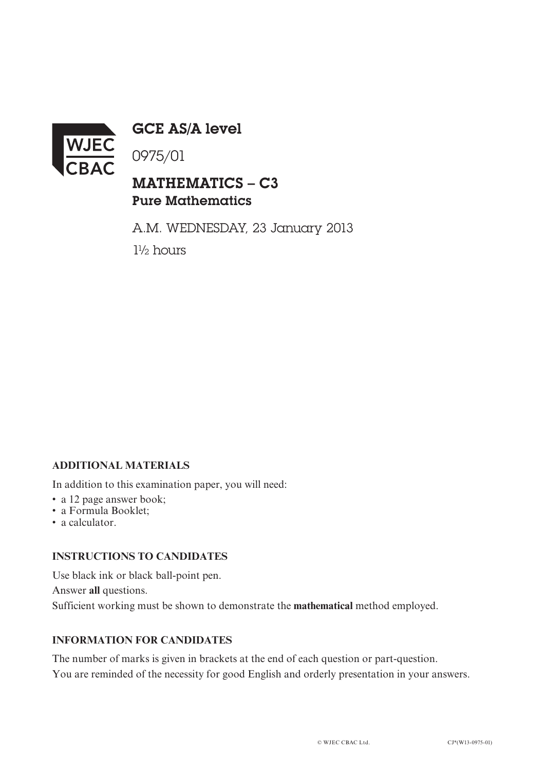# GCE AS/A level

0975/01

## MATHEMATICS – C3
### Pure Mathematics

A.M. WEDNESDAY, 23 January 2013

1½ hours

**ADDITIONAL MATERIALS**

In addition to this examination paper, you will need:

- a 12 page answer book;
- a Formula Booklet;
- a calculator.

**INSTRUCTIONS TO CANDIDATES**

Use black ink or black ball-point pen.

Answer **all** questions.

Sufficient working must be shown to demonstrate the **mathematical** method employed.

**INFORMATION FOR CANDIDATES**

The number of marks is given in brackets at the end of each question or part-question.

You are reminded of the necessity for good English and orderly presentation in your answers.

© WJEC CBAC Ltd. CJ*(W13-0975-01)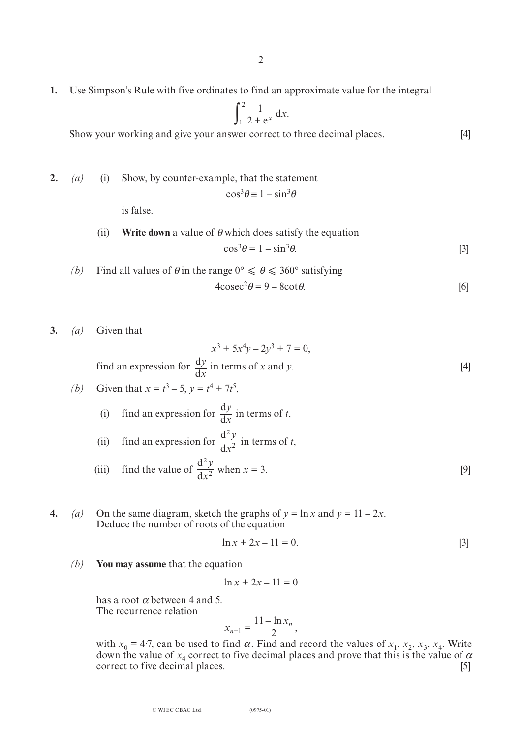**1.** Use Simpson's Rule with five ordinates to find an approximate value for the integral

$$\int_1^2 \frac{1}{2+e^x}\,dx.$$

Show your working and give your answer correct to three decimal places. [4]

**2.** *(a)* (i) Show, by counter-example, that the statement

$$\cos^3\theta \equiv 1 - \sin^3\theta$$

is false.

(ii) **Write down** a value of $\theta$ which does satisfy the equation

$$\cos^3\theta = 1 - \sin^3\theta.$$ [3]

*(b)* Find all values of $\theta$ in the range $0° \leqslant \theta \leqslant 360°$ satisfying

$$4\text{cosec}^2\theta = 9 - 8\cot\theta.$$ [6]

**3.** *(a)* Given that

$$x^3 + 5x^4y - 2y^3 + 7 = 0,$$

find an expression for $\frac{dy}{dx}$ in terms of $x$ and $y$. [4]

*(b)* Given that $x = t^3 - 5$, $y = t^4 + 7t^5$,

(i) find an expression for $\frac{dy}{dx}$ in terms of $t$,

(ii) find an expression for $\frac{d^2y}{dx^2}$ in terms of $t$,

(iii) find the value of $\frac{d^2y}{dx^2}$ when $x = 3$. [9]

**4.** *(a)* On the same diagram, sketch the graphs of $y = \ln x$ and $y = 11 - 2x$. Deduce the number of roots of the equation

$$\ln x + 2x - 11 = 0.$$ [3]

*(b)* **You may assume** that the equation

$$\ln x + 2x - 11 = 0$$

has a root $\alpha$ between 4 and 5.
The recurrence relation

$$x_{n+1} = \frac{11 - \ln x_n}{2},$$

with $x_0 = 4{\cdot}7$, can be used to find $\alpha$. Find and record the values of $x_1$, $x_2$, $x_3$, $x_4$. Write down the value of $x_4$ correct to five decimal places and prove that this is the value of $\alpha$ correct to five decimal places. [5]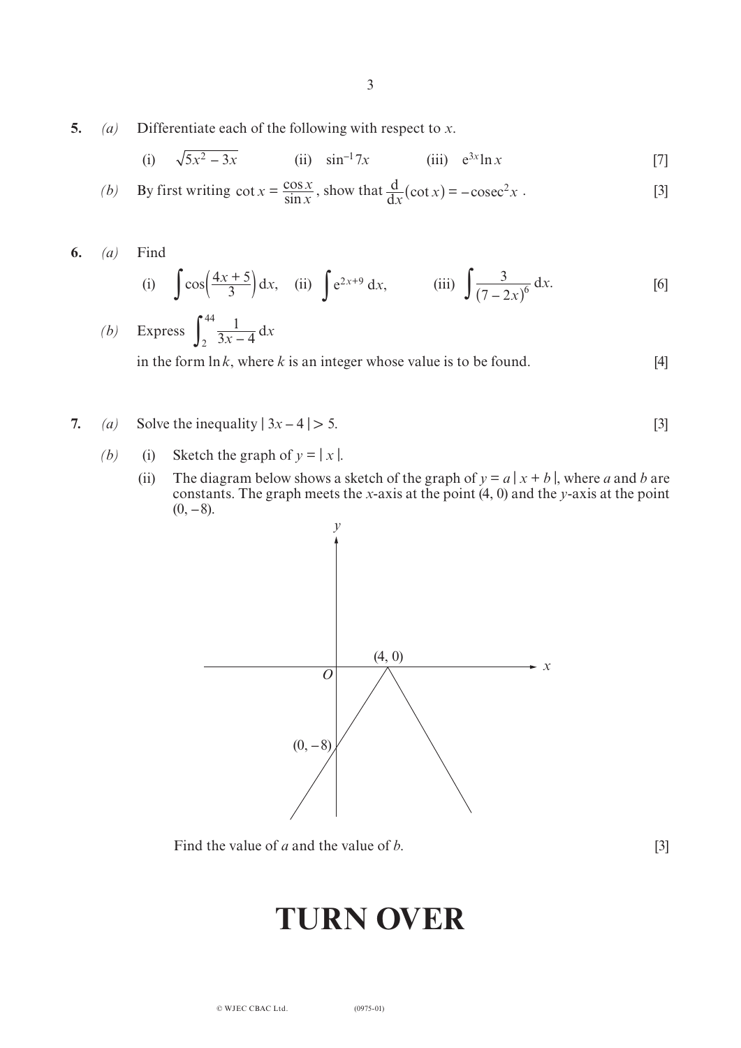**5.** *(a)* Differentiate each of the following with respect to $x$.

(i) $\sqrt{5x^2 - 3x}$ (ii) $\sin^{-1} 7x$ (iii) $e^{3x} \ln x$ [7]

*(b)* By first writing $\cot x = \dfrac{\cos x}{\sin x}$, show that $\dfrac{d}{dx}(\cot x) = -\text{cosec}^2 x$ . [3]

**6.** *(a)* Find

(i) $\displaystyle\int \cos\left(\frac{4x+5}{3}\right) dx$, (ii) $\displaystyle\int e^{2x+9}\, dx$, (iii) $\displaystyle\int \frac{3}{(7-2x)^6}\, dx$. [6]

*(b)* Express $\displaystyle\int_2^{44} \frac{1}{3x-4}\, dx$

in the form $\ln k$, where $k$ is an integer whose value is to be found. [4]

**7.** *(a)* Solve the inequality $|3x - 4| > 5$. [3]

*(b)* (i) Sketch the graph of $y = |x|$.

(ii) The diagram below shows a sketch of the graph of $y = a|x + b|$, where $a$ and $b$ are constants. The graph meets the $x$-axis at the point $(4, 0)$ and the $y$-axis at the point $(0, -8)$.

Find the value of $a$ and the value of $b$. [3]

# TURN OVER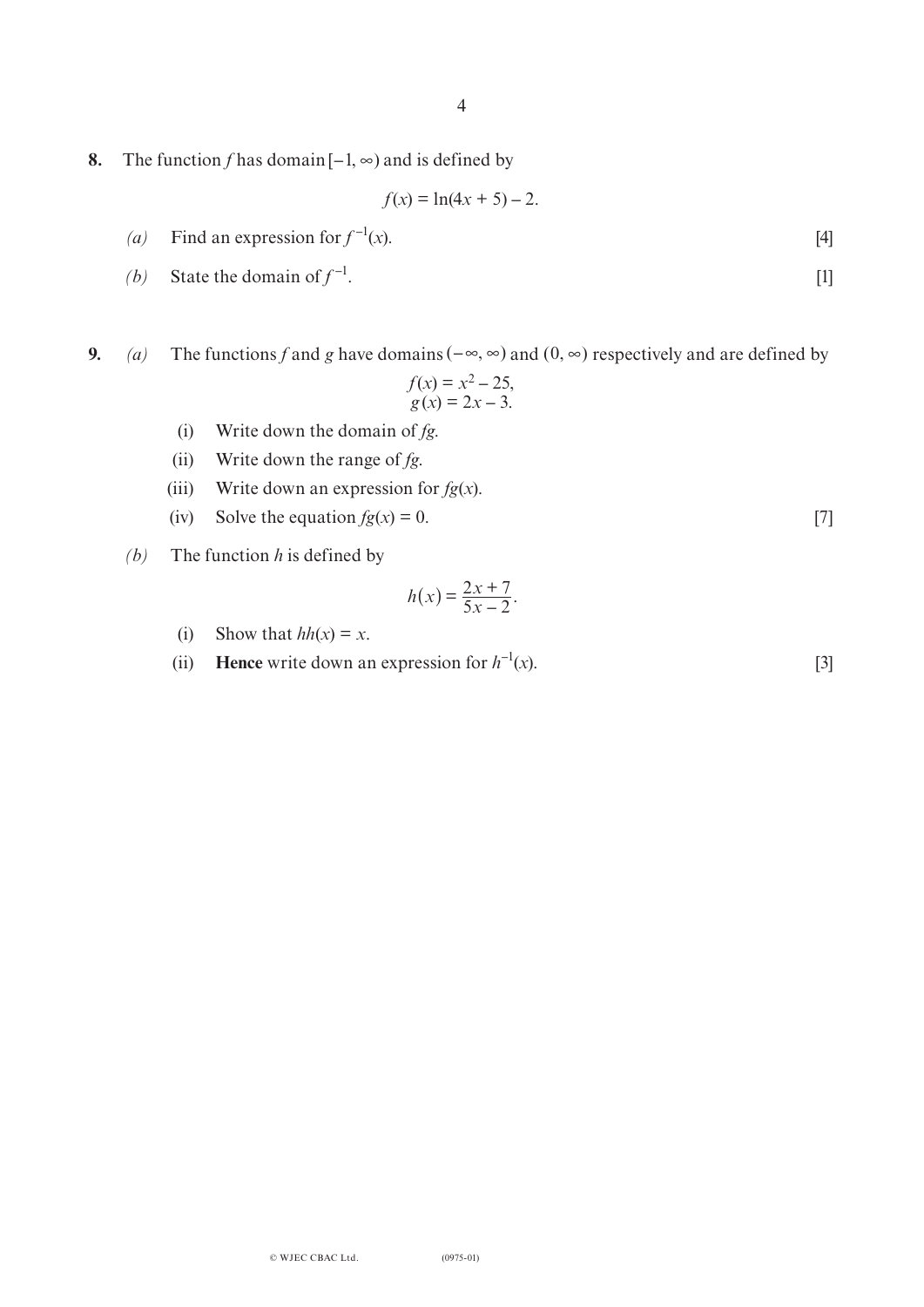**8.** The function $f$ has domain $[-1, \infty)$ and is defined by

$$f(x) = \ln(4x + 5) - 2.$$

*(a)* Find an expression for $f^{-1}(x)$. [4]

*(b)* State the domain of $f^{-1}$. [1]

**9.** *(a)* The functions $f$ and $g$ have domains $(-\infty, \infty)$ and $(0, \infty)$ respectively and are defined by

$$f(x) = x^2 - 25,$$
$$g(x) = 2x - 3.$$

(i) Write down the domain of $fg$.

(ii) Write down the range of $fg$.

(iii) Write down an expression for $fg(x)$.

(iv) Solve the equation $fg(x) = 0$. [7]

*(b)* The function $h$ is defined by

$$h(x) = \frac{2x + 7}{5x - 2}.$$

(i) Show that $hh(x) = x$.

(ii) **Hence** write down an expression for $h^{-1}(x)$. [3]